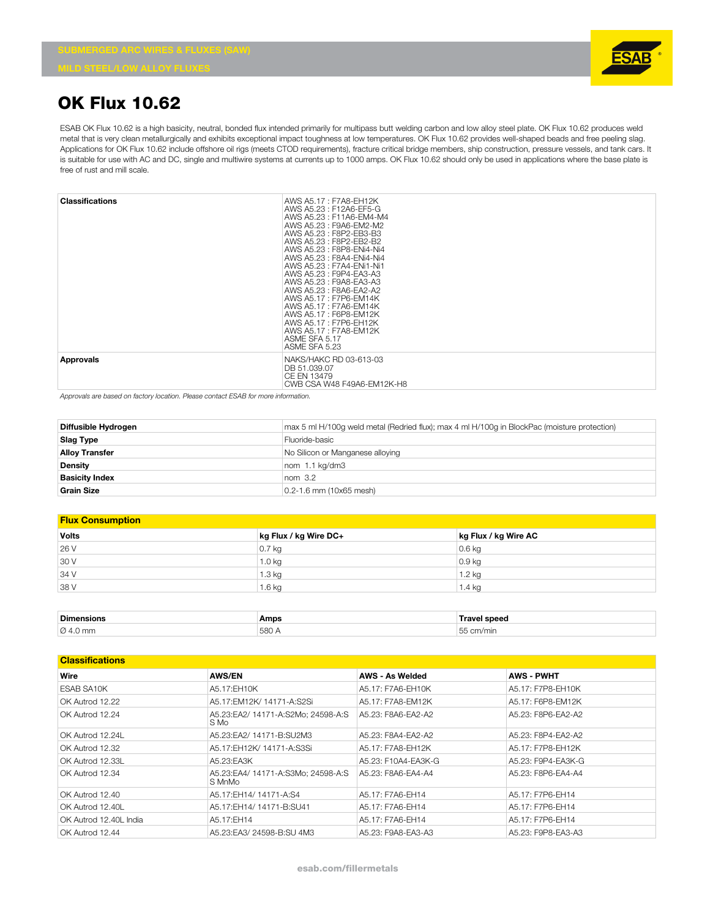SUBMERGED ARC WIRES & FLUXES (SAW)

MILD STEEL/LOW ALLOY FLUXES

# OK Flux 10.62

ESAB OK Flux 10.62 is a high basicity, neutral, bonded flux intended primarily for multipass butt welding carbon and low alloy steel plate. OK Flux 10.62 produces weld metal that is very clean metallurgically and exhibits exceptional impact toughness at low temperatures. OK Flux 10.62 provides well-shaped beads and free peeling slag. Applications for OK Flux 10.62 include offshore oil rigs (meets CTOD requirements), fracture critical bridge members, ship construction, pressure vessels, and tank cars. It is suitable for use with AC and DC, single and multiwire systems at currents up to 1000 amps. OK Flux 10.62 should only be used in applications where the base plate is free of rust and mill scale.

| | |
|---|---|
| **Classifications** | AWS A5.17 : F7A8-EH12K<br>AWS A5.23 : F12A6-EF5-G<br>AWS A5.23 : F11A6-EM4-M4<br>AWS A5.23 : F9A6-EM2-M2<br>AWS A5.23 : F8P2-EB3-B3<br>AWS A5.23 : F8P2-EB2-B2<br>AWS A5.23 : F8P8-ENi4-Ni4<br>AWS A5.23 : F8A4-ENi4-Ni4<br>AWS A5.23 : F7A4-ENi1-Ni1<br>AWS A5.23 : F9P4-EA3-A3<br>AWS A5.23 : F9A8-EA3-A3<br>AWS A5.23 : F8A6-EA2-A2<br>AWS A5.17 : F7P6-EM14K<br>AWS A5.17 : F7A6-EM14K<br>AWS A5.17 : F6P8-EM12K<br>AWS A5.17 : F7P6-EH12K<br>AWS A5.17 : F7A8-EM12K<br>ASME SFA 5.17<br>ASME SFA 5.23 |
| **Approvals** | NAKS/HAKC RD 03-613-03<br>DB 51.039.07<br>CE EN 13479<br>CWB CSA W48 F49A6-EM12K-H8 |

*Approvals are based on factory location. Please contact ESAB for more information.*

| | |
|---|---|
| **Diffusible Hydrogen** | max 5 ml H/100g weld metal (Redried flux); max 4 ml H/100g in BlockPac (moisture protection) |
| **Slag Type** | Fluoride-basic |
| **Alloy Transfer** | No Silicon or Manganese alloying |
| **Density** | nom 1.1 kg/dm3 |
| **Basicity Index** | nom 3.2 |
| **Grain Size** | 0.2-1.6 mm (10x65 mesh) |

## Flux Consumption

| Volts | kg Flux / kg Wire DC+ | kg Flux / kg Wire AC |
|---|---|---|
| 26 V | 0.7 kg | 0.6 kg |
| 30 V | 1.0 kg | 0.9 kg |
| 34 V | 1.3 kg | 1.2 kg |
| 38 V | 1.6 kg | 1.4 kg |

| Dimensions | Amps | Travel speed |
|---|---|---|
| Ø 4.0 mm | 580 A | 55 cm/min |

## Classifications

| Wire | AWS/EN | AWS - As Welded | AWS - PWHT |
|---|---|---|---|
| ESAB SA10K | A5.17:EH10K | A5.17: F7A6-EH10K | A5.17: F7P8-EH10K |
| OK Autrod 12.22 | A5.17:EM12K/ 14171-A:S2Si | A5.17: F7A8-EM12K | A5.17: F6P8-EM12K |
| OK Autrod 12.24 | A5.23:EA2/ 14171-A:S2Mo; 24598-A:S S Mo | A5.23: F8A6-EA2-A2 | A5.23: F8P6-EA2-A2 |
| OK Autrod 12.24L | A5.23:EA2/ 14171-B:SU2M3 | A5.23: F8A4-EA2-A2 | A5.23: F8P4-EA2-A2 |
| OK Autrod 12.32 | A5.17:EH12K/ 14171-A:S3Si | A5.17: F7A8-EH12K | A5.17: F7P8-EH12K |
| OK Autrod 12.33L | A5.23:EA3K | A5.23: F10A4-EA3K-G | A5.23: F9P4-EA3K-G |
| OK Autrod 12.34 | A5.23:EA4/ 14171-A:S3Mo; 24598-A:S S MnMo | A5.23: F8A6-EA4-A4 | A5.23: F8P6-EA4-A4 |
| OK Autrod 12.40 | A5.17:EH14/ 14171-A:S4 | A5.17: F7A6-EH14 | A5.17: F7P6-EH14 |
| OK Autrod 12.40L | A5.17:EH14/ 14171-B:SU41 | A5.17: F7A6-EH14 | A5.17: F7P6-EH14 |
| OK Autrod 12.40L India | A5.17:EH14 | A5.17: F7A6-EH14 | A5.17: F7P6-EH14 |
| OK Autrod 12.44 | A5.23:EA3/ 24598-B:SU 4M3 | A5.23: F9A8-EA3-A3 | A5.23: F9P8-EA3-A3 |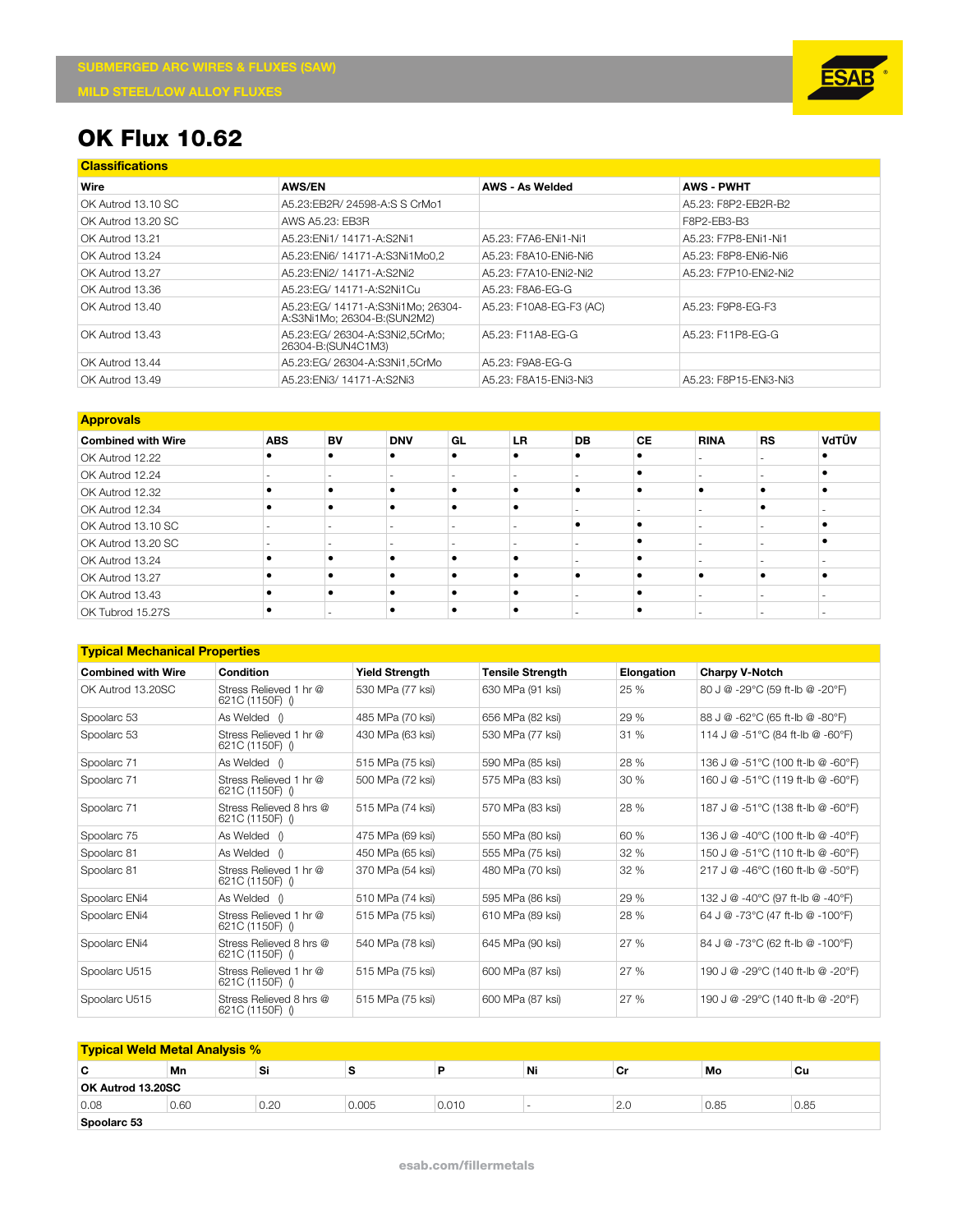SUBMERGED ARC WIRES & FLUXES (SAW)

MILD STEEL/LOW ALLOY FLUXES

# OK Flux 10.62

## Classifications

| Wire | AWS/EN | AWS - As Welded | AWS - PWHT |
|---|---|---|---|
| OK Autrod 13.10 SC | A5.23:EB2R/ 24598-A:S S CrMo1 | | A5.23: F8P2-EB2R-B2 |
| OK Autrod 13.20 SC | AWS A5.23: EB3R | | F8P2-EB3-B3 |
| OK Autrod 13.21 | A5.23:ENi1/ 14171-A:S2Ni1 | A5.23: F7A6-ENi1-Ni1 | A5.23: F7P8-ENi1-Ni1 |
| OK Autrod 13.24 | A5.23:ENi6/ 14171-A:S3Ni1Mo0,2 | A5.23: F8A10-ENi6-Ni6 | A5.23: F8P8-ENi6-Ni6 |
| OK Autrod 13.27 | A5.23:ENi2/ 14171-A:S2Ni2 | A5.23: F7A10-ENi2-Ni2 | A5.23: F7P10-ENi2-Ni2 |
| OK Autrod 13.36 | A5.23:EG/ 14171-A:S2Ni1Cu | A5.23: F8A6-EG-G | |
| OK Autrod 13.40 | A5.23:EG/ 14171-A:S3Ni1Mo; 26304-A:S3Ni1Mo; 26304-B:(SUN2M2) | A5.23: F10A8-EG-F3 (AC) | A5.23: F9P8-EG-F3 |
| OK Autrod 13.43 | A5.23:EG/ 26304-A:S3Ni2,5CrMo; 26304-B:(SUN4C1M3) | A5.23: F11A8-EG-G | A5.23: F11P8-EG-G |
| OK Autrod 13.44 | A5.23:EG/ 26304-A:S3Ni1,5CrMo | A5.23: F9A8-EG-G | |
| OK Autrod 13.49 | A5.23:ENi3/ 14171-A:S2Ni3 | A5.23: F8A15-ENi3-Ni3 | A5.23: F8P15-ENi3-Ni3 |

## Approvals

| Combined with Wire | ABS | BV | DNV | GL | LR | DB | CE | RINA | RS | VdTÜV |
|---|---|---|---|---|---|---|---|---|---|---|
| OK Autrod 12.22 | • | • | • | • | • | • | • | - | - | • |
| OK Autrod 12.24 | - | - | - | - | - | - | • | - | - | • |
| OK Autrod 12.32 | • | • | • | • | • | • | • | • | • | • |
| OK Autrod 12.34 | • | • | • | • | • | - | - | - | • | - |
| OK Autrod 13.10 SC | - | - | - | - | - | • | • | - | - | • |
| OK Autrod 13.20 SC | - | - | - | - | - | - | • | - | - | • |
| OK Autrod 13.24 | • | • | • | • | • | - | • | - | - | - |
| OK Autrod 13.27 | • | • | • | • | • | • | • | • | • | • |
| OK Autrod 13.43 | • | • | • | • | • | - | • | - | - | - |
| OK Tubrod 15.27S | • | - | • | • | • | - | • | - | - | - |

## Typical Mechanical Properties

| Combined with Wire | Condition | Yield Strength | Tensile Strength | Elongation | Charpy V-Notch |
|---|---|---|---|---|---|
| OK Autrod 13.20SC | Stress Relieved 1 hr @ 621C (1150F) () | 530 MPa (77 ksi) | 630 MPa (91 ksi) | 25 % | 80 J @ -29°C (59 ft-lb @ -20°F) |
| Spoolarc 53 | As Welded () | 485 MPa (70 ksi) | 656 MPa (82 ksi) | 29 % | 88 J @ -62°C (65 ft-lb @ -80°F) |
| Spoolarc 53 | Stress Relieved 1 hr @ 621C (1150F) () | 430 MPa (63 ksi) | 530 MPa (77 ksi) | 31 % | 114 J @ -51°C (84 ft-lb @ -60°F) |
| Spoolarc 71 | As Welded () | 515 MPa (75 ksi) | 590 MPa (85 ksi) | 28 % | 136 J @ -51°C (100 ft-lb @ -60°F) |
| Spoolarc 71 | Stress Relieved 1 hr @ 621C (1150F) () | 500 MPa (72 ksi) | 575 MPa (83 ksi) | 30 % | 160 J @ -51°C (119 ft-lb @ -60°F) |
| Spoolarc 71 | Stress Relieved 8 hrs @ 621C (1150F) () | 515 MPa (74 ksi) | 570 MPa (83 ksi) | 28 % | 187 J @ -51°C (138 ft-lb @ -60°F) |
| Spoolarc 75 | As Welded () | 475 MPa (69 ksi) | 550 MPa (80 ksi) | 60 % | 136 J @ -40°C (100 ft-lb @ -40°F) |
| Spoolarc 81 | As Welded () | 450 MPa (65 ksi) | 555 MPa (75 ksi) | 32 % | 150 J @ -51°C (110 ft-lb @ -60°F) |
| Spoolarc 81 | Stress Relieved 1 hr @ 621C (1150F) () | 370 MPa (54 ksi) | 480 MPa (70 ksi) | 32 % | 217 J @ -46°C (160 ft-lb @ -50°F) |
| Spoolarc ENi4 | As Welded () | 510 MPa (74 ksi) | 595 MPa (86 ksi) | 29 % | 132 J @ -40°C (97 ft-lb @ -40°F) |
| Spoolarc ENi4 | Stress Relieved 1 hr @ 621C (1150F) () | 515 MPa (75 ksi) | 610 MPa (89 ksi) | 28 % | 64 J @ -73°C (47 ft-lb @ -100°F) |
| Spoolarc ENi4 | Stress Relieved 8 hrs @ 621C (1150F) () | 540 MPa (78 ksi) | 645 MPa (90 ksi) | 27 % | 84 J @ -73°C (62 ft-lb @ -100°F) |
| Spoolarc U515 | Stress Relieved 1 hr @ 621C (1150F) () | 515 MPa (75 ksi) | 600 MPa (87 ksi) | 27 % | 190 J @ -29°C (140 ft-lb @ -20°F) |
| Spoolarc U515 | Stress Relieved 8 hrs @ 621C (1150F) () | 515 MPa (75 ksi) | 600 MPa (87 ksi) | 27 % | 190 J @ -29°C (140 ft-lb @ -20°F) |

## Typical Weld Metal Analysis %

| C | Mn | Si | S | P | Ni | Cr | Mo | Cu |
|---|---|---|---|---|---|---|---|---|
| **OK Autrod 13.20SC** | | | | | | | | |
| 0.08 | 0.60 | 0.20 | 0.005 | 0.010 | - | 2.0 | 0.85 | 0.85 |
| **Spoolarc 53** | | | | | | | | |

esab.com/fillermetals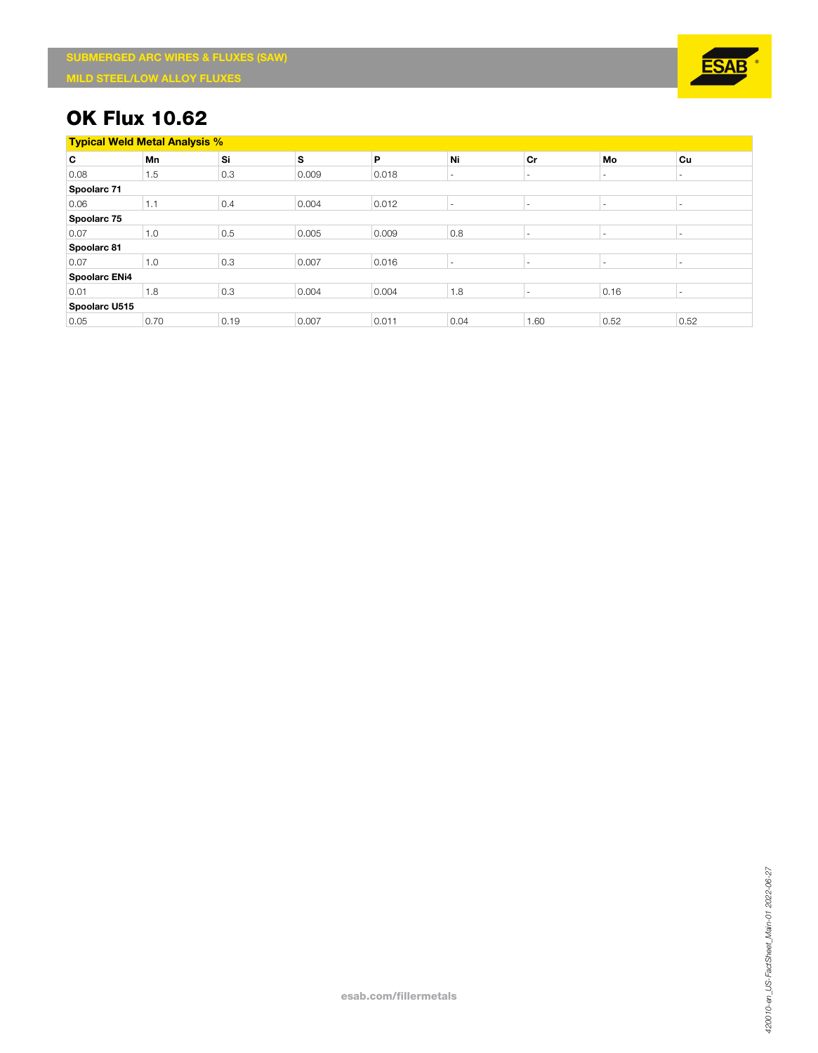# OK Flux 10.62

| Typical Weld Metal Analysis % | | | | | | | | |
|---|---|---|---|---|---|---|---|---|
| **C** | **Mn** | **Si** | **S** | **P** | **Ni** | **Cr** | **Mo** | **Cu** |
| 0.08 | 1.5 | 0.3 | 0.009 | 0.018 | - | - | - | - |
| **Spoolarc 71** | | | | | | | | |
| 0.06 | 1.1 | 0.4 | 0.004 | 0.012 | - | - | - | - |
| **Spoolarc 75** | | | | | | | | |
| 0.07 | 1.0 | 0.5 | 0.005 | 0.009 | 0.8 | - | - | - |
| **Spoolarc 81** | | | | | | | | |
| 0.07 | 1.0 | 0.3 | 0.007 | 0.016 | - | - | - | - |
| **Spoolarc ENi4** | | | | | | | | |
| 0.01 | 1.8 | 0.3 | 0.004 | 0.004 | 1.8 | - | 0.16 | - |
| **Spoolarc U515** | | | | | | | | |
| 0.05 | 0.70 | 0.19 | 0.007 | 0.011 | 0.04 | 1.60 | 0.52 | 0.52 |